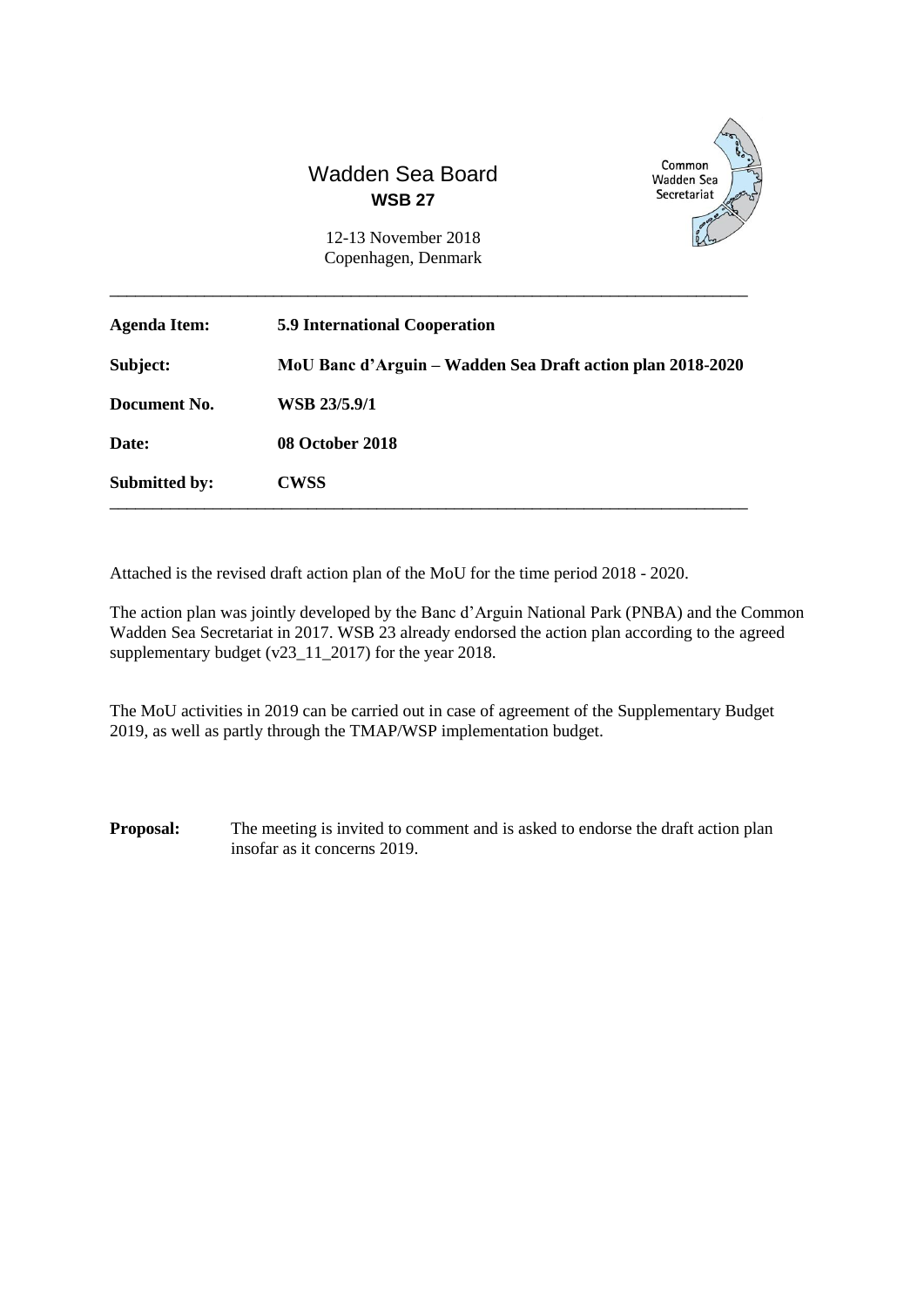# Wadden Sea Board

**WSB 27**

12-13 November 2018
Copenhagen, Denmark

Common Wadden Sea Secretariat

---

| | |
|---|---|
| **Agenda Item:** | **5.9 International Cooperation** |
| **Subject:** | **MoU Banc d'Arguin – Wadden Sea Draft action plan 2018-2020** |
| **Document No.** | **WSB 23/5.9/1** |
| **Date:** | **08 October 2018** |
| **Submitted by:** | **CWSS** |

---

Attached is the revised draft action plan of the MoU for the time period 2018 - 2020.

The action plan was jointly developed by the Banc d'Arguin National Park (PNBA) and the Common Wadden Sea Secretariat in 2017. WSB 23 already endorsed the action plan according to the agreed supplementary budget (v23_11_2017) for the year 2018.

The MoU activities in 2019 can be carried out in case of agreement of the Supplementary Budget 2019, as well as partly through the TMAP/WSP implementation budget.

**Proposal:** The meeting is invited to comment and is asked to endorse the draft action plan insofar as it concerns 2019.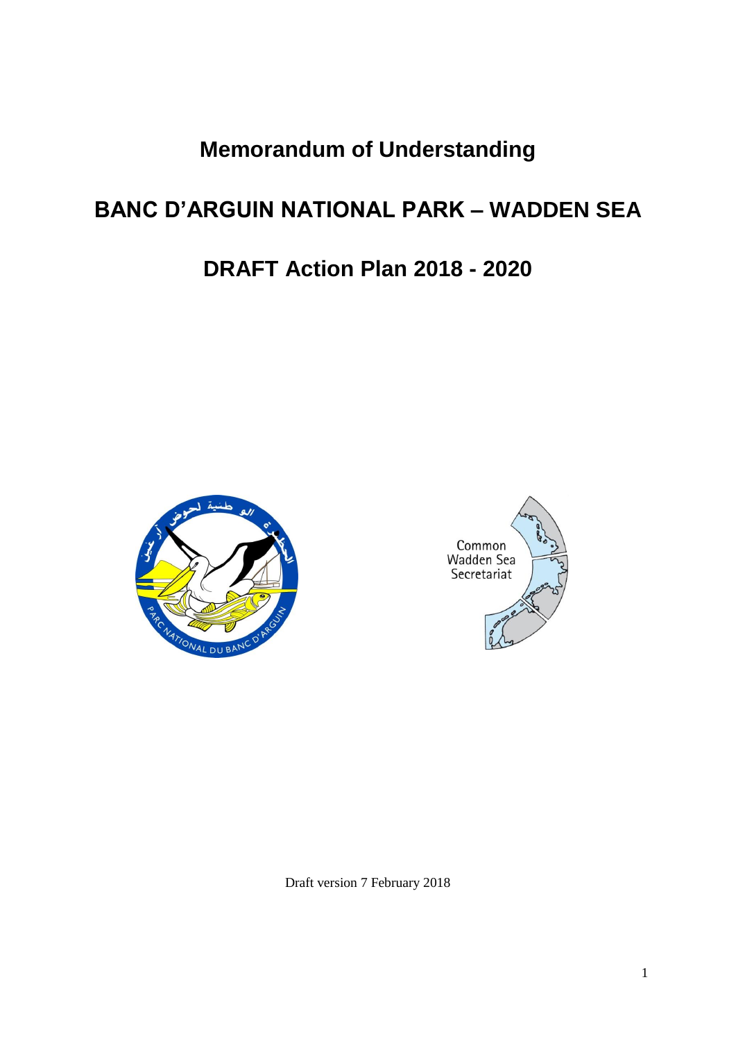# Memorandum of Understanding

# BANC D'ARGUIN NATIONAL PARK – WADDEN SEA

# DRAFT Action Plan 2018 - 2020

Draft version 7 February 2018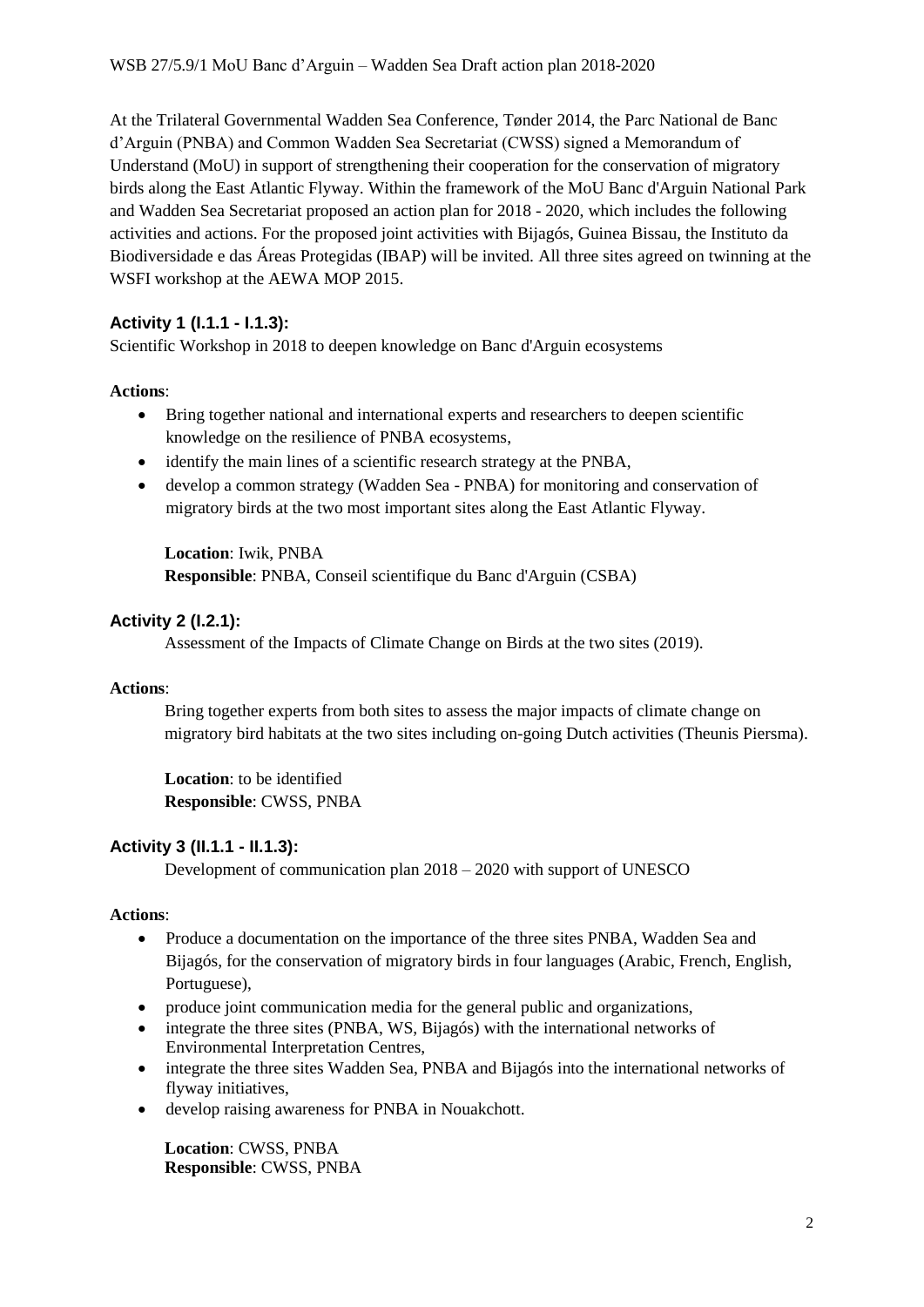At the Trilateral Governmental Wadden Sea Conference, Tønder 2014, the Parc National de Banc d'Arguin (PNBA) and Common Wadden Sea Secretariat (CWSS) signed a Memorandum of Understand (MoU) in support of strengthening their cooperation for the conservation of migratory birds along the East Atlantic Flyway. Within the framework of the MoU Banc d'Arguin National Park and Wadden Sea Secretariat proposed an action plan for 2018 - 2020, which includes the following activities and actions. For the proposed joint activities with Bijagós, Guinea Bissau, the Instituto da Biodiversidade e das Áreas Protegidas (IBAP) will be invited. All three sites agreed on twinning at the WSFI workshop at the AEWA MOP 2015.

### Activity 1 (I.1.1 - I.1.3):

Scientific Workshop in 2018 to deepen knowledge on Banc d'Arguin ecosystems

**Actions**:

- Bring together national and international experts and researchers to deepen scientific knowledge on the resilience of PNBA ecosystems,
- identify the main lines of a scientific research strategy at the PNBA,
- develop a common strategy (Wadden Sea - PNBA) for monitoring and conservation of migratory birds at the two most important sites along the East Atlantic Flyway.

**Location**: Iwik, PNBA
**Responsible**: PNBA, Conseil scientifique du Banc d'Arguin (CSBA)

### Activity 2 (I.2.1):

Assessment of the Impacts of Climate Change on Birds at the two sites (2019).

**Actions**:

Bring together experts from both sites to assess the major impacts of climate change on migratory bird habitats at the two sites including on-going Dutch activities (Theunis Piersma).

**Location**: to be identified
**Responsible**: CWSS, PNBA

### Activity 3 (II.1.1 - II.1.3):

Development of communication plan 2018 – 2020 with support of UNESCO

**Actions**:

- Produce a documentation on the importance of the three sites PNBA, Wadden Sea and Bijagós, for the conservation of migratory birds in four languages (Arabic, French, English, Portuguese),
- produce joint communication media for the general public and organizations,
- integrate the three sites (PNBA, WS, Bijagós) with the international networks of Environmental Interpretation Centres,
- integrate the three sites Wadden Sea, PNBA and Bijagós into the international networks of flyway initiatives,
- develop raising awareness for PNBA in Nouakchott.

**Location**: CWSS, PNBA
**Responsible**: CWSS, PNBA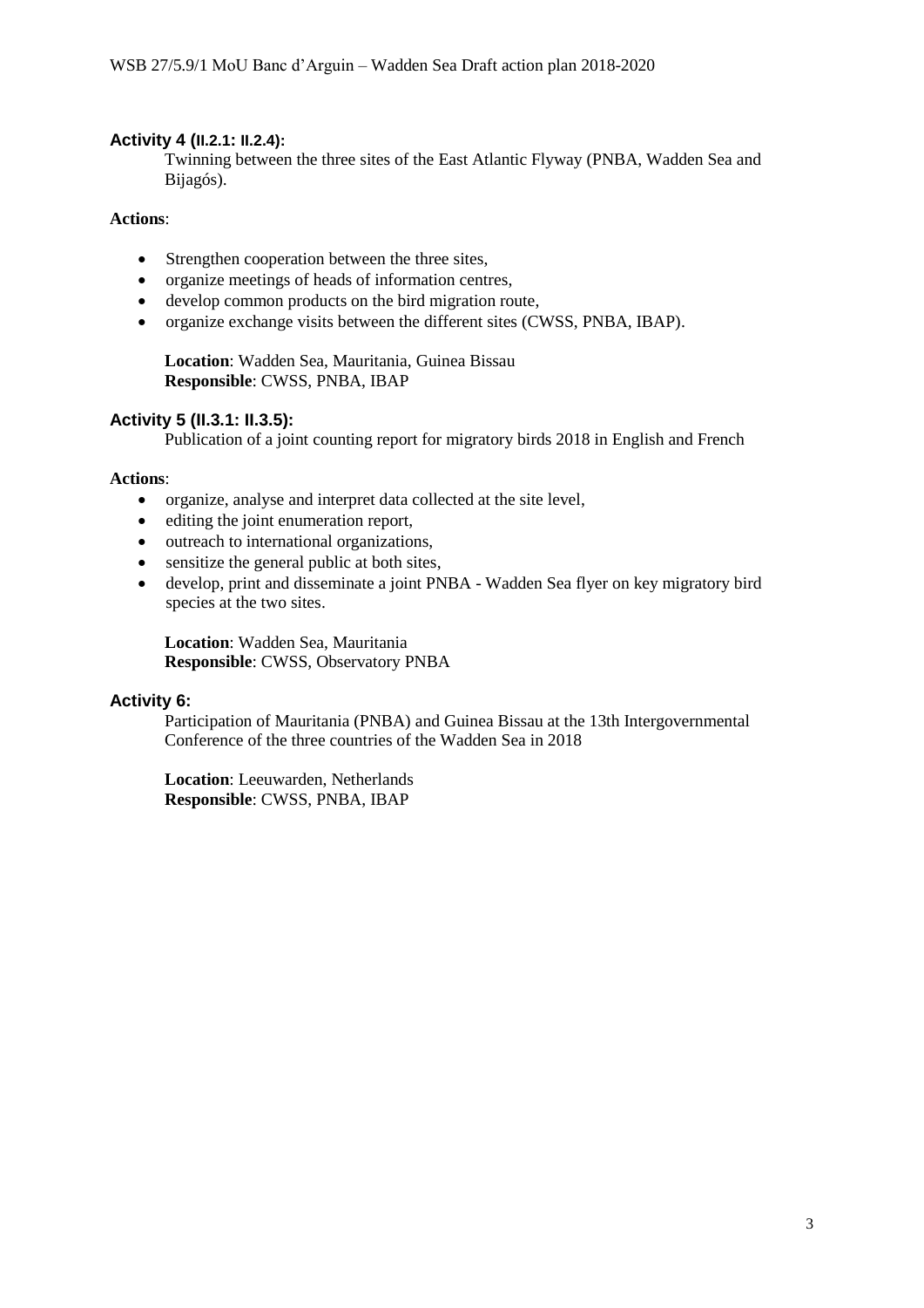### Activity 4 (II.2.1: II.2.4):

Twinning between the three sites of the East Atlantic Flyway (PNBA, Wadden Sea and Bijagós).

**Actions**:

- Strengthen cooperation between the three sites,
- organize meetings of heads of information centres,
- develop common products on the bird migration route,
- organize exchange visits between the different sites (CWSS, PNBA, IBAP).

**Location**: Wadden Sea, Mauritania, Guinea Bissau
**Responsible**: CWSS, PNBA, IBAP

### Activity 5 (II.3.1: II.3.5):

Publication of a joint counting report for migratory birds 2018 in English and French

**Actions**:

- organize, analyse and interpret data collected at the site level,
- editing the joint enumeration report,
- outreach to international organizations,
- sensitize the general public at both sites,
- develop, print and disseminate a joint PNBA - Wadden Sea flyer on key migratory bird species at the two sites.

**Location**: Wadden Sea, Mauritania
**Responsible**: CWSS, Observatory PNBA

### Activity 6:

Participation of Mauritania (PNBA) and Guinea Bissau at the 13th Intergovernmental Conference of the three countries of the Wadden Sea in 2018

**Location**: Leeuwarden, Netherlands
**Responsible**: CWSS, PNBA, IBAP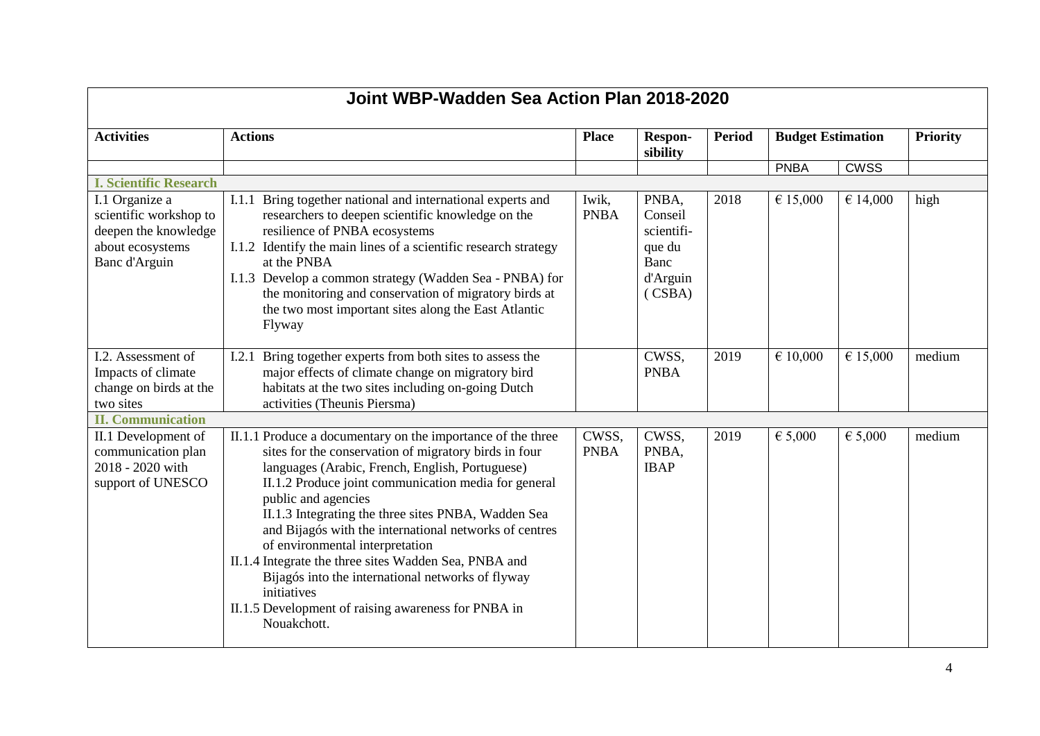| Joint WBP-Wadden Sea Action Plan 2018-2020 | | | | | | | |
|---|---|---|---|---|---|---|---|
| **Activities** | **Actions** | **Place** | **Respon-sibility** | **Period** | **Budget Estimation** | | **Priority** |
| | | | | | PNBA | CWSS | |
| **I. Scientific Research** | | | | | | | |
| I.1 Organize a scientific workshop to deepen the knowledge about ecosystems Banc d'Arguin | I.1.1 Bring together national and international experts and researchers to deepen scientific knowledge on the resilience of PNBA ecosystems<br>I.1.2 Identify the main lines of a scientific research strategy at the PNBA<br>I.1.3 Develop a common strategy (Wadden Sea - PNBA) for the monitoring and conservation of migratory birds at the two most important sites along the East Atlantic Flyway | Iwik, PNBA | PNBA, Conseil scientifi-que du Banc d'Arguin (CSBA) | 2018 | € 15,000 | € 14,000 | high |
| I.2. Assessment of Impacts of climate change on birds at the two sites | I.2.1 Bring together experts from both sites to assess the major effects of climate change on migratory bird habitats at the two sites including on-going Dutch activities (Theunis Piersma) | | CWSS, PNBA | 2019 | € 10,000 | € 15,000 | medium |
| **II. Communication** | | | | | | | |
| II.1 Development of communication plan 2018 - 2020 with support of UNESCO | II.1.1 Produce a documentary on the importance of the three sites for the conservation of migratory birds in four languages (Arabic, French, English, Portuguese)<br>II.1.2 Produce joint communication media for general public and agencies<br>II.1.3 Integrating the three sites PNBA, Wadden Sea and Bijagós with the international networks of centres of environmental interpretation<br>II.1.4 Integrate the three sites Wadden Sea, PNBA and Bijagós into the international networks of flyway initiatives<br>II.1.5 Development of raising awareness for PNBA in Nouakchott. | CWSS, PNBA | CWSS, PNBA, IBAP | 2019 | € 5,000 | € 5,000 | medium |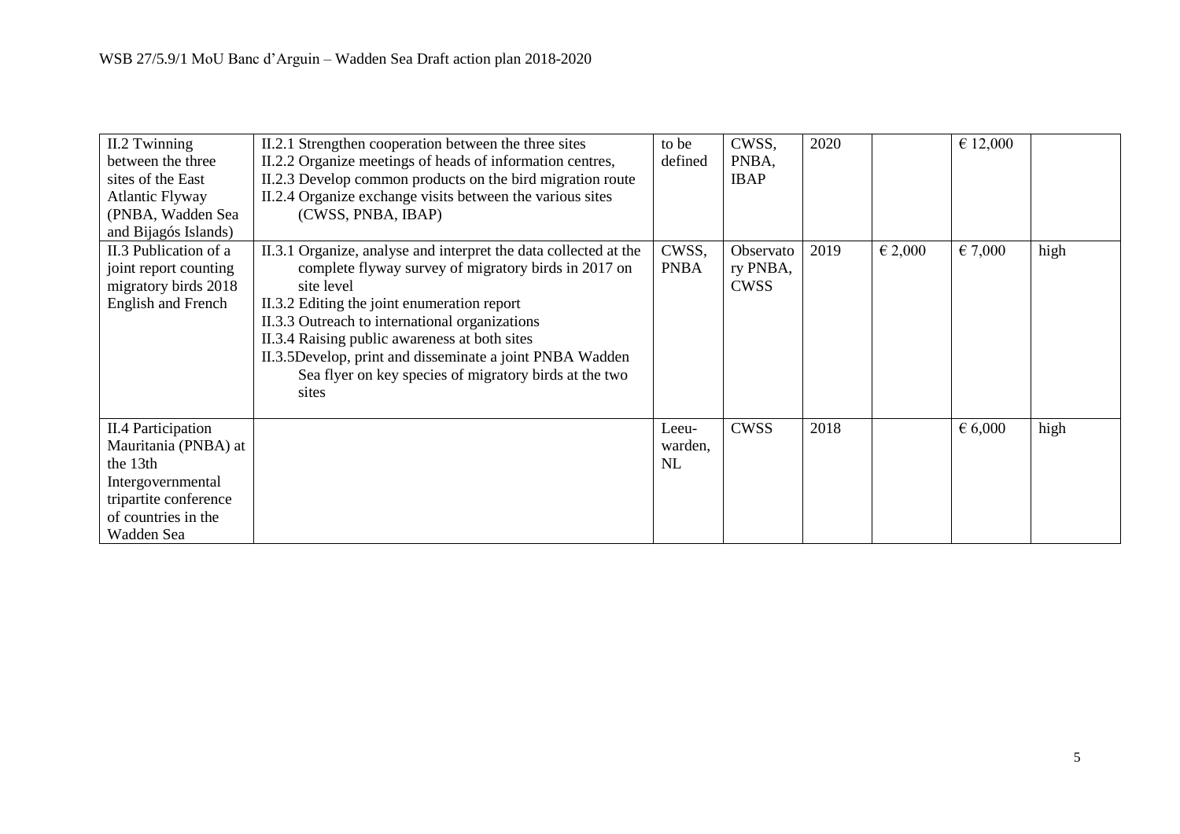| | | | | | | | |
|---|---|---|---|---|---|---|---|
| II.2 Twinning between the three sites of the East Atlantic Flyway (PNBA, Wadden Sea and Bijagós Islands) | II.2.1 Strengthen cooperation between the three sites<br>II.2.2 Organize meetings of heads of information centres,<br>II.2.3 Develop common products on the bird migration route<br>II.2.4 Organize exchange visits between the various sites (CWSS, PNBA, IBAP) | to be defined | CWSS, PNBA, IBAP | 2020 | | € 12,000 | |
| II.3 Publication of a joint report counting migratory birds 2018 English and French | II.3.1 Organize, analyse and interpret the data collected at the complete flyway survey of migratory birds in 2017 on site level<br>II.3.2 Editing the joint enumeration report<br>II.3.3 Outreach to international organizations<br>II.3.4 Raising public awareness at both sites<br>II.3.5Develop, print and disseminate a joint PNBA Wadden Sea flyer on key species of migratory birds at the two sites | CWSS, PNBA | Observatory PNBA, CWSS | 2019 | € 2,000 | € 7,000 | high |
| II.4 Participation Mauritania (PNBA) at the 13th Intergovernmental tripartite conference of countries in the Wadden Sea | | Leeuwarden, NL | CWSS | 2018 | | € 6,000 | high |